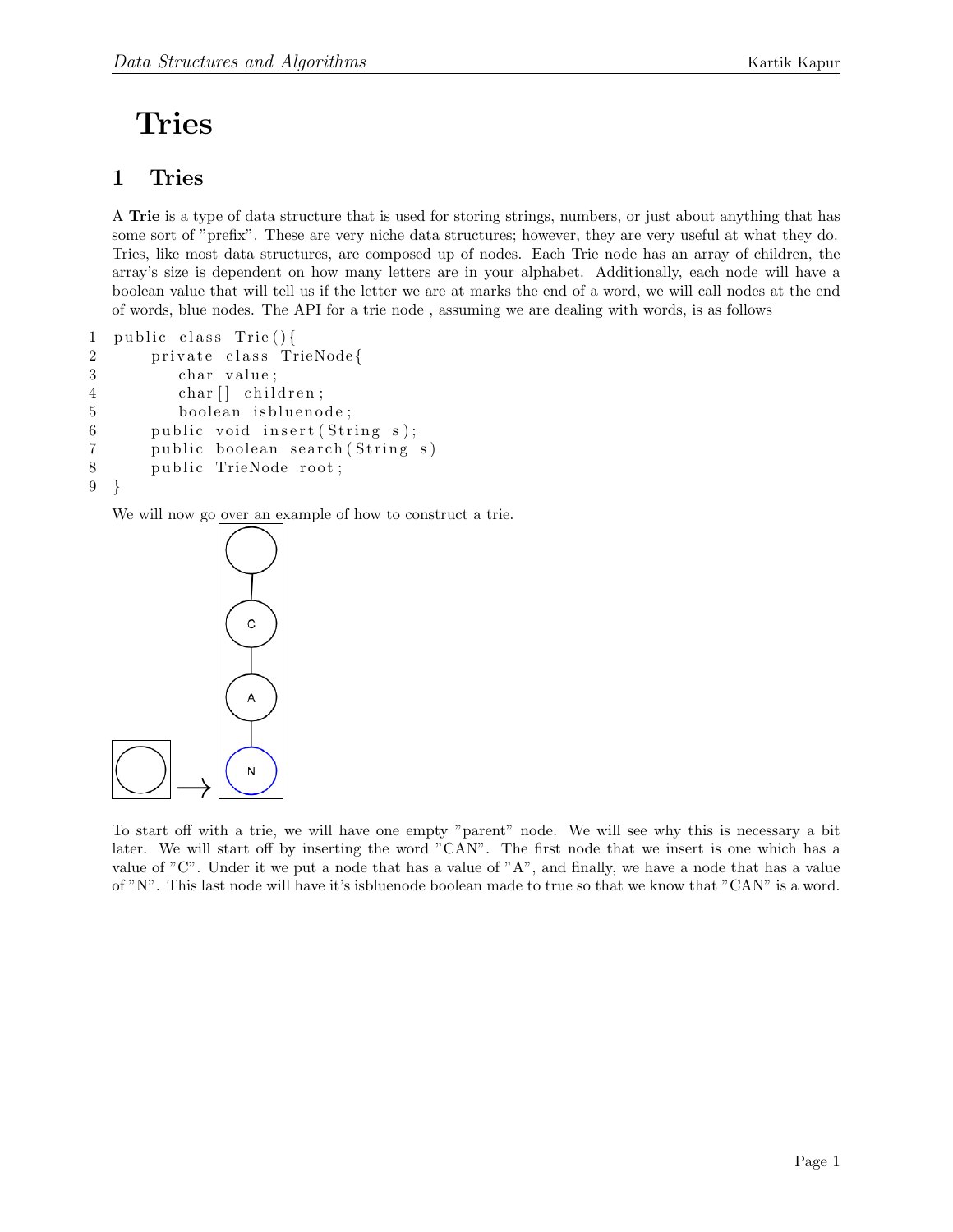# Tries

## 1 Tries

A **Trie** is a type of data structure that is used for storing strings, numbers, or just about anything that has some sort of "prefix". These are very niche data structures; however, they are very useful at what they do. Tries, like most data structures, are composed up of nodes. Each Trie node has an array of children, the array's size is dependent on how many letters are in your alphabet. Additionally, each node will have a boolean value that will tell us if the letter we are at marks the end of a word, we will call nodes at the end of words, blue nodes. The API for a trie node , assuming we are dealing with words, is as follows

```
public class Trie(){
    private class TrieNode{
        char value;
        char[] children;
        boolean isbluenode;
    public void insert(String s);
    public boolean search(String s)
    public TrieNode root;
}
```

We will now go over an example of how to construct a trie.

To start off with a trie, we will have one empty "parent" node. We will see why this is necessary a bit later. We will start off by inserting the word "CAN". The first node that we insert is one which has a value of "C". Under it we put a node that has a value of "A", and finally, we have a node that has a value of "N". This last node will have it's isbluenode boolean made to true so that we know that "CAN" is a word.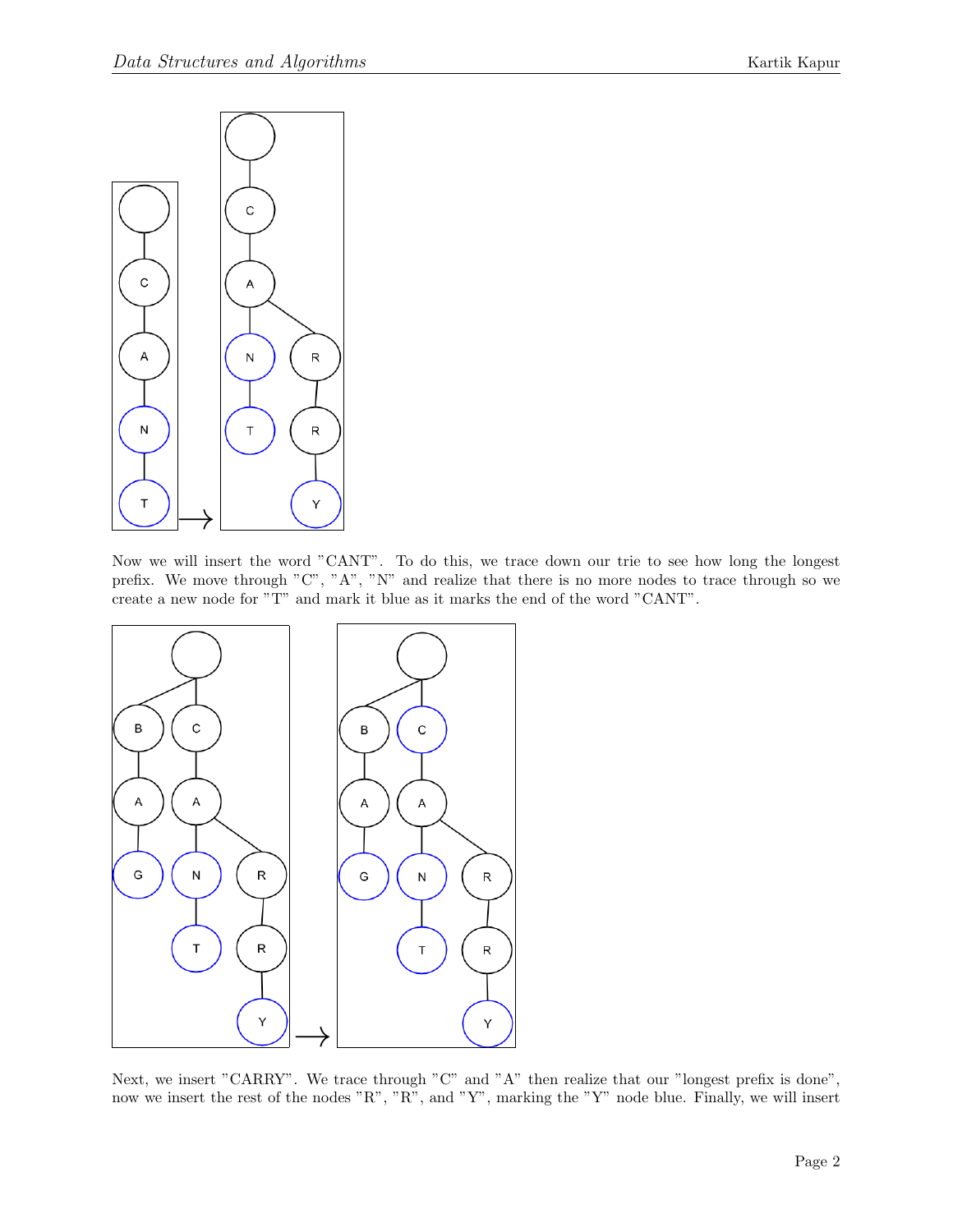Now we will insert the word "CANT". To do this, we trace down our trie to see how long the longest prefix. We move through "C", "A", "N" and realize that there is no more nodes to trace through so we create a new node for "T" and mark it blue as it marks the end of the word "CANT".

Next, we insert "CARRY". We trace through "C" and "A" then realize that our "longest prefix is done", now we insert the rest of the nodes "R", "R", and "Y", marking the "Y" node blue. Finally, we will insert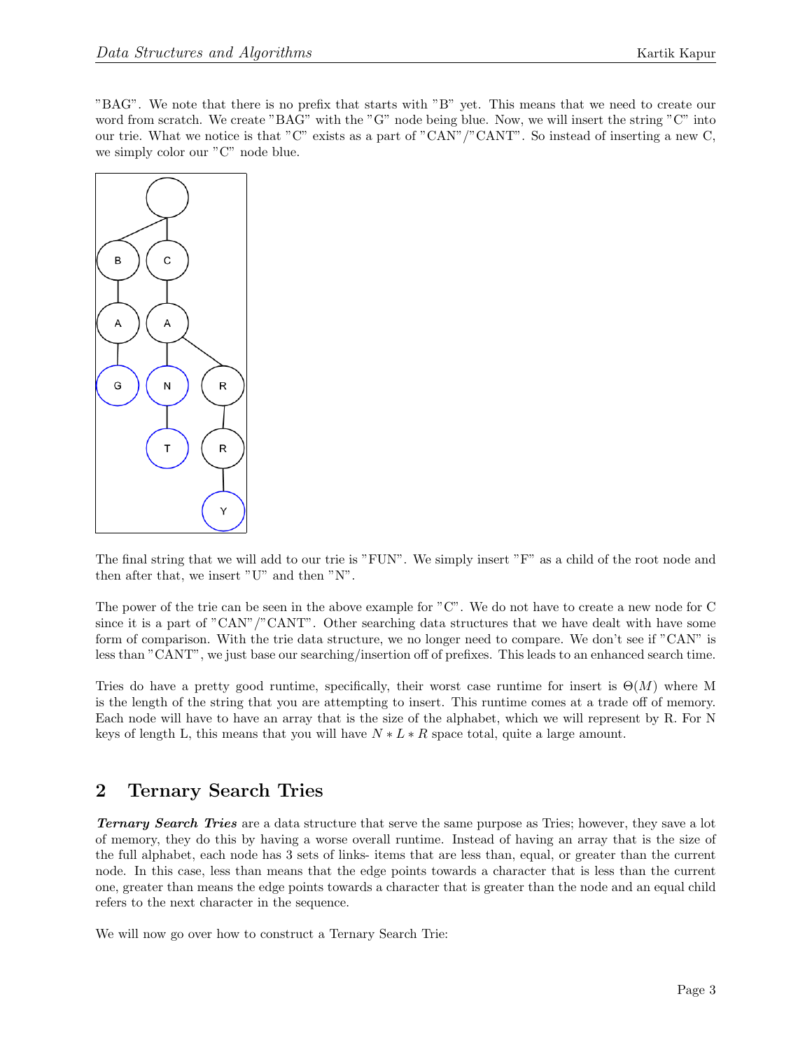"BAG". We note that there is no prefix that starts with "B" yet. This means that we need to create our word from scratch. We create "BAG" with the "G" node being blue. Now, we will insert the string "C" into our trie. What we notice is that "C" exists as a part of "CAN"/"CANT". So instead of inserting a new C, we simply color our "C" node blue.

The final string that we will add to our trie is "FUN". We simply insert "F" as a child of the root node and then after that, we insert "U" and then "N".

The power of the trie can be seen in the above example for "C". We do not have to create a new node for C since it is a part of "CAN"/"CANT". Other searching data structures that we have dealt with have some form of comparison. With the trie data structure, we no longer need to compare. We don't see if "CAN" is less than "CANT", we just base our searching/insertion off of prefixes. This leads to an enhanced search time.

Tries do have a pretty good runtime, specifically, their worst case runtime for insert is $\Theta(M)$ where M is the length of the string that you are attempting to insert. This runtime comes at a trade off of memory. Each node will have to have an array that is the size of the alphabet, which we will represent by R. For N keys of length L, this means that you will have $N * L * R$ space total, quite a large amount.

## 2 Ternary Search Tries

***Ternary Search Tries*** are a data structure that serve the same purpose as Tries; however, they save a lot of memory, they do this by having a worse overall runtime. Instead of having an array that is the size of the full alphabet, each node has 3 sets of links- items that are less than, equal, or greater than the current node. In this case, less than means that the edge points towards a character that is less than the current one, greater than means the edge points towards a character that is greater than the node and an equal child refers to the next character in the sequence.

We will now go over how to construct a Ternary Search Trie: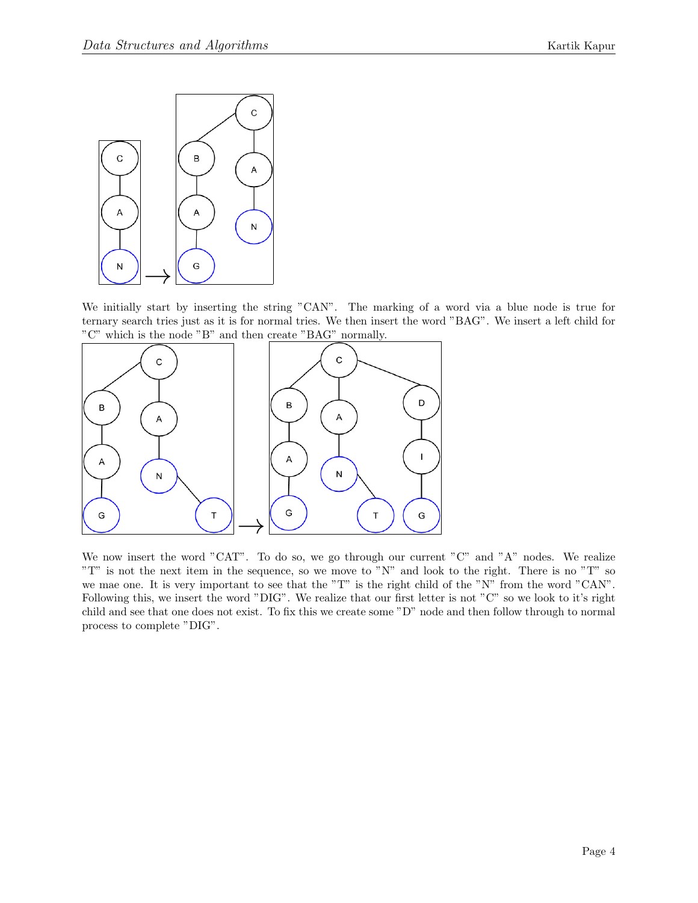We initially start by inserting the string "CAN". The marking of a word via a blue node is true for ternary search tries just as it is for normal tries. We then insert the word "BAG". We insert a left child for "C" which is the node "B" and then create "BAG" normally.

We now insert the word "CAT". To do so, we go through our current "C" and "A" nodes. We realize "T" is not the next item in the sequence, so we move to "N" and look to the right. There is no "T" so we mae one. It is very important to see that the "T" is the right child of the "N" from the word "CAN". Following this, we insert the word "DIG". We realize that our first letter is not "C" so we look to it's right child and see that one does not exist. To fix this we create some "D" node and then follow through to normal process to complete "DIG".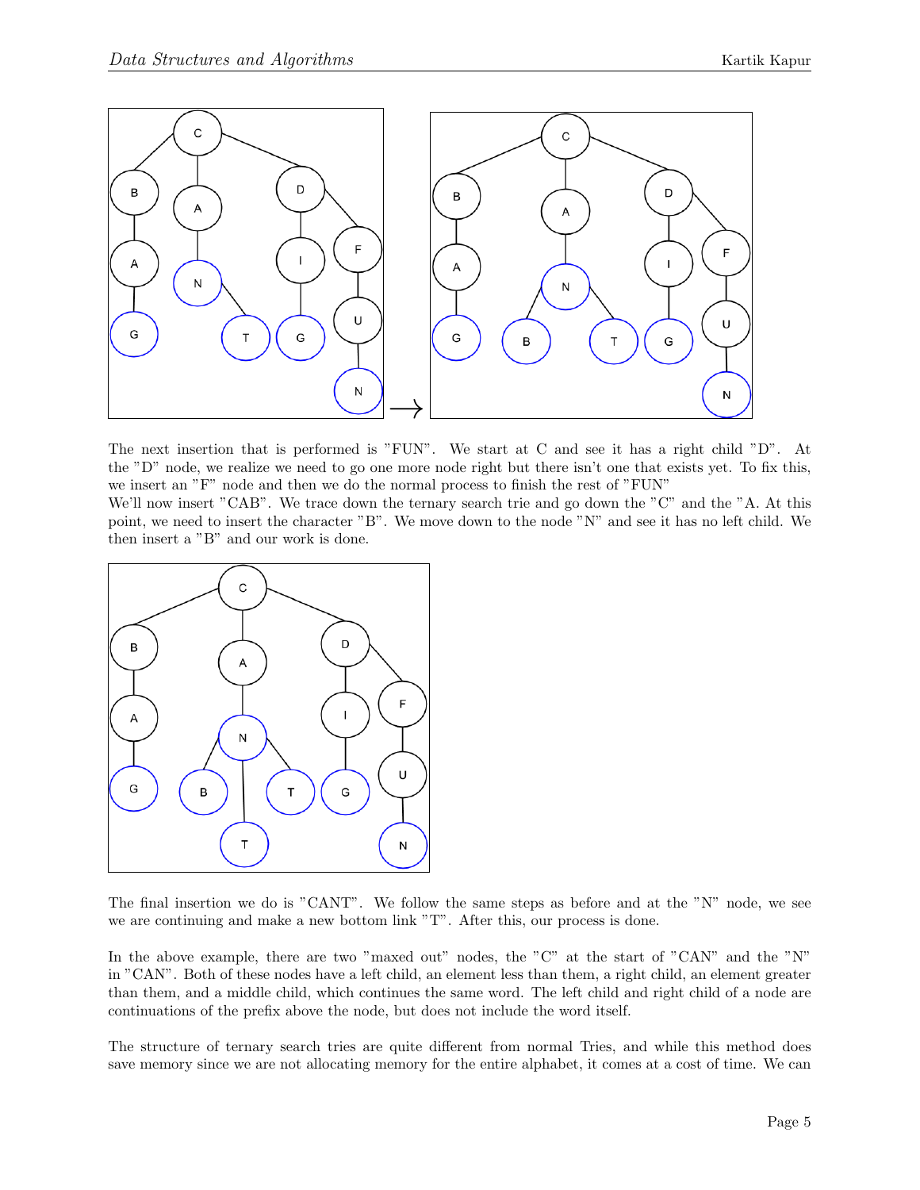The next insertion that is performed is "FUN". We start at C and see it has a right child "D". At the "D" node, we realize we need to go one more node right but there isn't one that exists yet. To fix this, we insert an "F" node and then we do the normal process to finish the rest of "FUN"
We'll now insert "CAB". We trace down the ternary search trie and go down the "C" and the "A. At this point, we need to insert the character "B". We move down to the node "N" and see it has no left child. We then insert a "B" and our work is done.

The final insertion we do is "CANT". We follow the same steps as before and at the "N" node, we see we are continuing and make a new bottom link "T". After this, our process is done.

In the above example, there are two "maxed out" nodes, the "C" at the start of "CAN" and the "N" in "CAN". Both of these nodes have a left child, an element less than them, a right child, an element greater than them, and a middle child, which continues the same word. The left child and right child of a node are continuations of the prefix above the node, but does not include the word itself.

The structure of ternary search tries are quite different from normal Tries, and while this method does save memory since we are not allocating memory for the entire alphabet, it comes at a cost of time. We can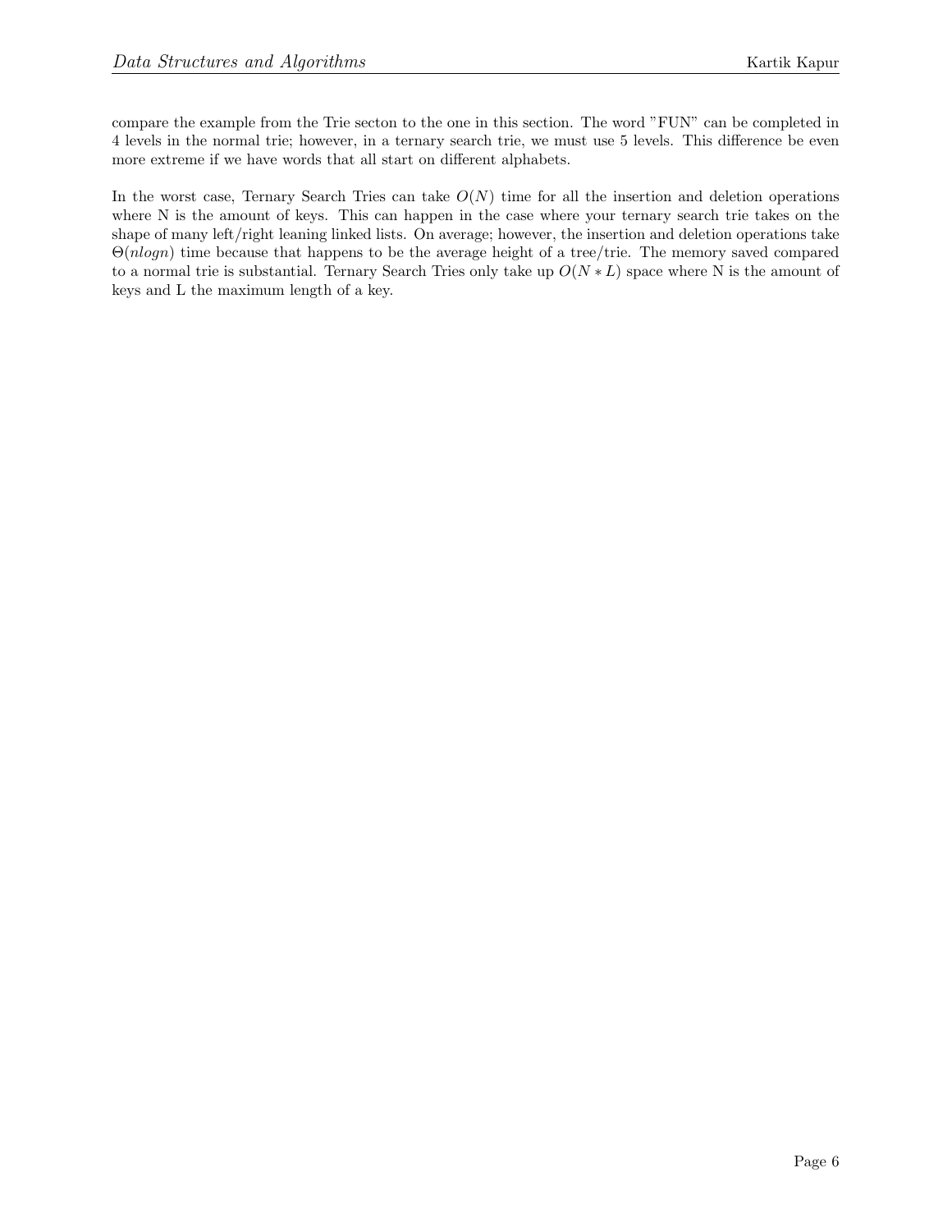compare the example from the Trie secton to the one in this section. The word "FUN" can be completed in 4 levels in the normal trie; however, in a ternary search trie, we must use 5 levels. This difference be even more extreme if we have words that all start on different alphabets.

In the worst case, Ternary Search Tries can take $O(N)$ time for all the insertion and deletion operations where N is the amount of keys. This can happen in the case where your ternary search trie takes on the shape of many left/right leaning linked lists. On average; however, the insertion and deletion operations take $\Theta(nlogn)$ time because that happens to be the average height of a tree/trie. The memory saved compared to a normal trie is substantial. Ternary Search Tries only take up $O(N * L)$ space where N is the amount of keys and L the maximum length of a key.